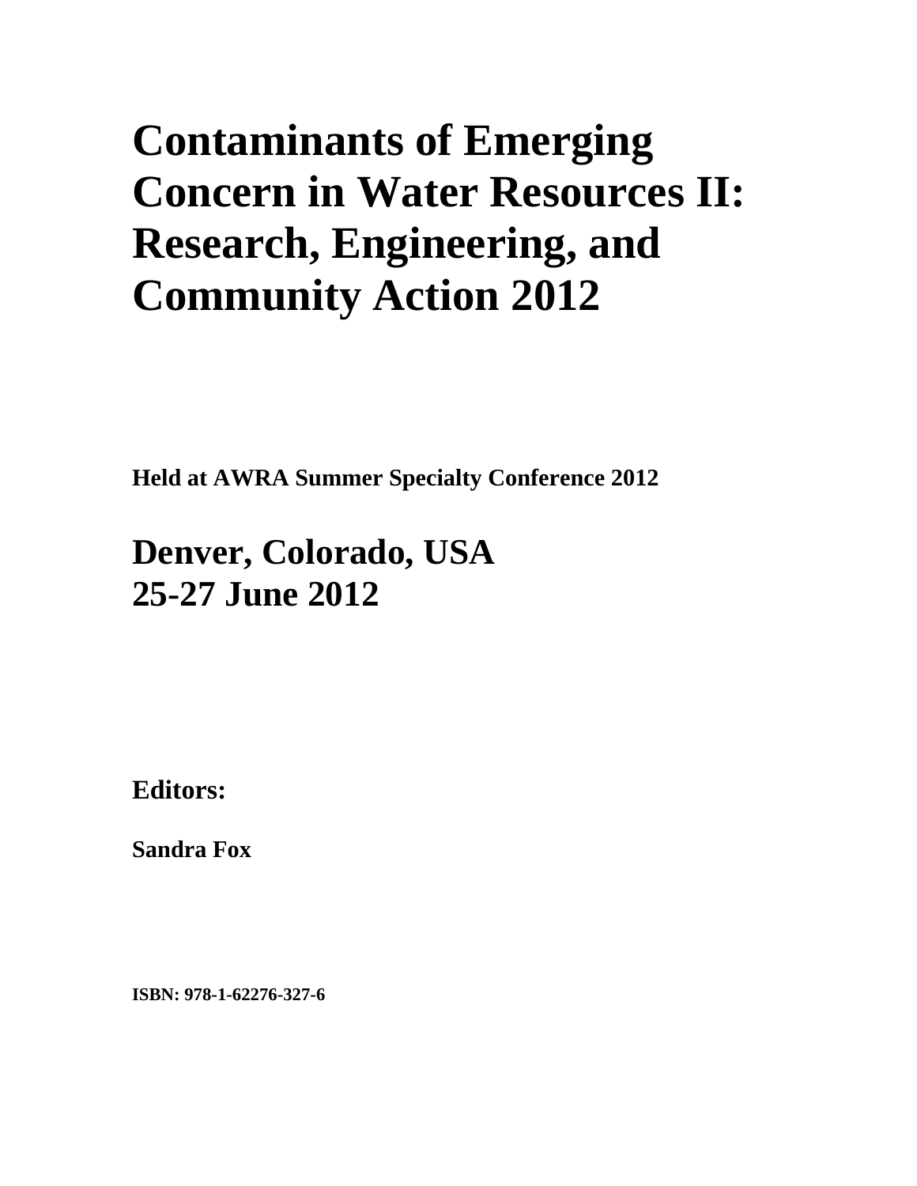# Contaminants of Emerging Concern in Water Resources II: Research, Engineering, and Community Action 2012

**Held at AWRA Summer Specialty Conference 2012**

## Denver, Colorado, USA
## 25-27 June 2012

**Editors:**

**Sandra Fox**

**ISBN: 978-1-62276-327-6**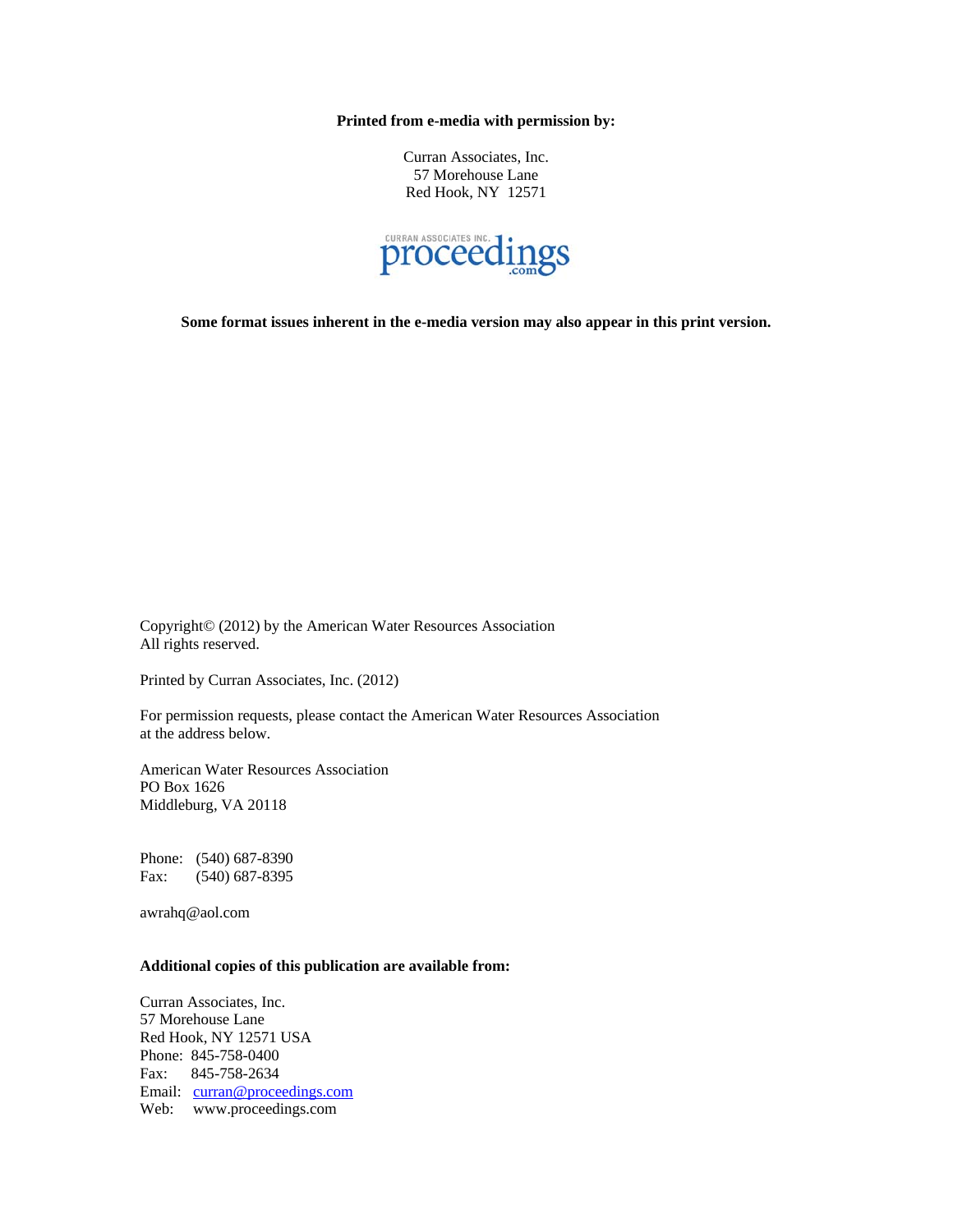**Printed from e-media with permission by:**

Curran Associates, Inc.
57 Morehouse Lane
Red Hook, NY 12571

CURRAN ASSOCIATES INC. proceedings.com

**Some format issues inherent in the e-media version may also appear in this print version.**

Copyright© (2012) by the American Water Resources Association
All rights reserved.

Printed by Curran Associates, Inc. (2012)

For permission requests, please contact the American Water Resources Association at the address below.

American Water Resources Association
PO Box 1626
Middleburg, VA 20118

Phone: (540) 687-8390
Fax: (540) 687-8395

awrahq@aol.com

**Additional copies of this publication are available from:**

Curran Associates, Inc.
57 Morehouse Lane
Red Hook, NY 12571 USA
Phone: 845-758-0400
Fax: 845-758-2634
Email: curran@proceedings.com
Web: www.proceedings.com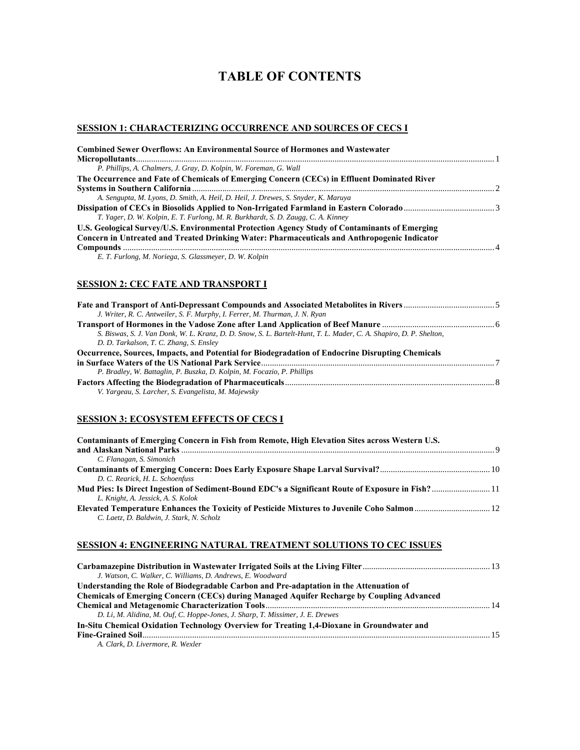# TABLE OF CONTENTS

## SESSION 1: CHARACTERIZING OCCURRENCE AND SOURCES OF CECS I

**Combined Sewer Overflows: An Environmental Source of Hormones and Wastewater Micropollutants** ........ 1
*P. Phillips, A. Chalmers, J. Gray, D. Kolpin, W. Foreman, G. Wall*

**The Occurrence and Fate of Chemicals of Emerging Concern (CECs) in Effluent Dominated River Systems in Southern California** ........ 2
*A. Sengupta, M. Lyons, D. Smith, A. Heil, D. Heil, J. Drewes, S. Snyder, K. Maruya*

**Dissipation of CECs in Biosolids Applied to Non-Irrigated Farmland in Eastern Colorado** ........ 3
*T. Yager, D. W. Kolpin, E. T. Furlong, M. R. Burkhardt, S. D. Zaugg, C. A. Kinney*

**U.S. Geological Survey/U.S. Environmental Protection Agency Study of Contaminants of Emerging Concern in Untreated and Treated Drinking Water: Pharmaceuticals and Anthropogenic Indicator Compounds** ........ 4
*E. T. Furlong, M. Noriega, S. Glassmeyer, D. W. Kolpin*

## SESSION 2: CEC FATE AND TRANSPORT I

**Fate and Transport of Anti-Depressant Compounds and Associated Metabolites in Rivers** ........ 5
*J. Writer, R. C. Antweiler, S. F. Murphy, I. Ferrer, M. Thurman, J. N. Ryan*

**Transport of Hormones in the Vadose Zone after Land Application of Beef Manure** ........ 6
*S. Biswas, S. J. Van Donk, W. L. Kranz, D. D. Snow, S. L. Bartelt-Hunt, T. L. Mader, C. A. Shapiro, D. P. Shelton, D. D. Tarkalson, T. C. Zhang, S. Ensley*

**Occurrence, Sources, Impacts, and Potential for Biodegradation of Endocrine Disrupting Chemicals in Surface Waters of the US National Park Service** ........ 7
*P. Bradley, W. Battaglin, P. Buszka, D. Kolpin, M. Focazio, P. Phillips*

**Factors Affecting the Biodegradation of Pharmaceuticals** ........ 8
*V. Yargeau, S. Larcher, S. Evangelista, M. Majewsky*

## SESSION 3: ECOSYSTEM EFFECTS OF CECS I

**Contaminants of Emerging Concern in Fish from Remote, High Elevation Sites across Western U.S. and Alaskan National Parks** ........ 9
*C. Flanagan, S. Simonich*

**Contaminants of Emerging Concern: Does Early Exposure Shape Larval Survival?** ........ 10
*D. C. Rearick, H. L. Schoenfuss*

**Mud Pies: Is Direct Ingestion of Sediment-Bound EDC's a Significant Route of Exposure in Fish?** ........ 11
*L. Knight, A. Jessick, A. S. Kolok*

**Elevated Temperature Enhances the Toxicity of Pesticide Mixtures to Juvenile Coho Salmon** ........ 12
*C. Laetz, D. Baldwin, J. Stark, N. Scholz*

## SESSION 4: ENGINEERING NATURAL TREATMENT SOLUTIONS TO CEC ISSUES

**Carbamazepine Distribution in Wastewater Irrigated Soils at the Living Filter** ........ 13
*J. Watson, C. Walker, C. Williams, D. Andrews, E. Woodward*

**Understanding the Role of Biodegradable Carbon and Pre-adaptation in the Attenuation of Chemicals of Emerging Concern (CECs) during Managed Aquifer Recharge by Coupling Advanced Chemical and Metagenomic Characterization Tools** ........ 14
*D. Li, M. Alidina, M. Ouf, C. Hoppe-Jones, J. Sharp, T. Missimer, J. E. Drewes*

**In-Situ Chemical Oxidation Technology Overview for Treating 1,4-Dioxane in Groundwater and Fine-Grained Soil** ........ 15
*A. Clark, D. Livermore, R. Wexler*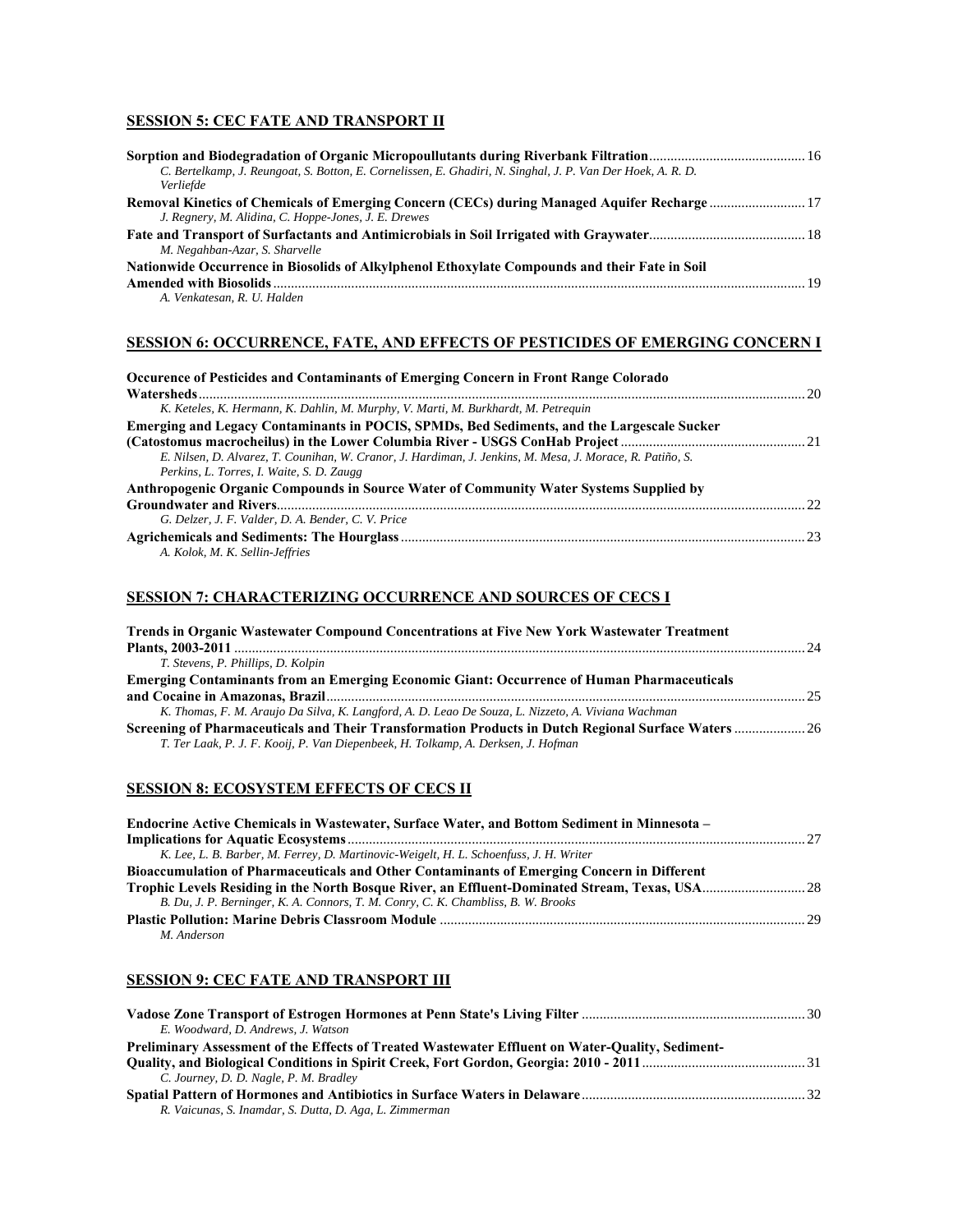## SESSION 5: CEC FATE AND TRANSPORT II

**Sorption and Biodegradation of Organic Micropoullutants during Riverbank Filtration** ... 16
*C. Bertelkamp, J. Reungoat, S. Botton, E. Cornelissen, E. Ghadiri, N. Singhal, J. P. Van Der Hoek, A. R. D. Verliefde*

**Removal Kinetics of Chemicals of Emerging Concern (CECs) during Managed Aquifer Recharge** ... 17
*J. Regnery, M. Alidina, C. Hoppe-Jones, J. E. Drewes*

**Fate and Transport of Surfactants and Antimicrobials in Soil Irrigated with Graywater** ... 18
*M. Negahban-Azar, S. Sharvelle*

**Nationwide Occurrence in Biosolids of Alkylphenol Ethoxylate Compounds and their Fate in Soil Amended with Biosolids** ... 19
*A. Venkatesan, R. U. Halden*

## SESSION 6: OCCURRENCE, FATE, AND EFFECTS OF PESTICIDES OF EMERGING CONCERN I

**Occurence of Pesticides and Contaminants of Emerging Concern in Front Range Colorado Watersheds** ... 20
*K. Keteles, K. Hermann, K. Dahlin, M. Murphy, V. Marti, M. Burkhardt, M. Petrequin*

**Emerging and Legacy Contaminants in POCIS, SPMDs, Bed Sediments, and the Largescale Sucker (Catostomus macrocheilus) in the Lower Columbia River - USGS ConHab Project** ... 21
*E. Nilsen, D. Alvarez, T. Counihan, W. Cranor, J. Hardiman, J. Jenkins, M. Mesa, J. Morace, R. Patiño, S. Perkins, L. Torres, I. Waite, S. D. Zaugg*

**Anthropogenic Organic Compounds in Source Water of Community Water Systems Supplied by Groundwater and Rivers** ... 22
*G. Delzer, J. F. Valder, D. A. Bender, C. V. Price*

**Agrichemicals and Sediments: The Hourglass** ... 23
*A. Kolok, M. K. Sellin-Jeffries*

## SESSION 7: CHARACTERIZING OCCURRENCE AND SOURCES OF CECS I

**Trends in Organic Wastewater Compound Concentrations at Five New York Wastewater Treatment Plants, 2003-2011** ... 24
*T. Stevens, P. Phillips, D. Kolpin*

**Emerging Contaminants from an Emerging Economic Giant: Occurrence of Human Pharmaceuticals and Cocaine in Amazonas, Brazil** ... 25
*K. Thomas, F. M. Araujo Da Silva, K. Langford, A. D. Leao De Souza, L. Nizzeto, A. Viviana Wachman*

**Screening of Pharmaceuticals and Their Transformation Products in Dutch Regional Surface Waters** ... 26
*T. Ter Laak, P. J. F. Kooij, P. Van Diepenbeek, H. Tolkamp, A. Derksen, J. Hofman*

## SESSION 8: ECOSYSTEM EFFECTS OF CECS II

**Endocrine Active Chemicals in Wastewater, Surface Water, and Bottom Sediment in Minnesota – Implications for Aquatic Ecosystems** ... 27
*K. Lee, L. B. Barber, M. Ferrey, D. Martinovic-Weigelt, H. L. Schoenfuss, J. H. Writer*

**Bioaccumulation of Pharmaceuticals and Other Contaminants of Emerging Concern in Different Trophic Levels Residing in the North Bosque River, an Effluent-Dominated Stream, Texas, USA** ... 28
*B. Du, J. P. Berninger, K. A. Connors, T. M. Conry, C. K. Chambliss, B. W. Brooks*

**Plastic Pollution: Marine Debris Classroom Module** ... 29
*M. Anderson*

## SESSION 9: CEC FATE AND TRANSPORT III

**Vadose Zone Transport of Estrogen Hormones at Penn State's Living Filter** ... 30
*E. Woodward, D. Andrews, J. Watson*

**Preliminary Assessment of the Effects of Treated Wastewater Effluent on Water-Quality, Sediment-Quality, and Biological Conditions in Spirit Creek, Fort Gordon, Georgia: 2010 - 2011** ... 31
*C. Journey, D. D. Nagle, P. M. Bradley*

**Spatial Pattern of Hormones and Antibiotics in Surface Waters in Delaware** ... 32
*R. Vaicunas, S. Inamdar, S. Dutta, D. Aga, L. Zimmerman*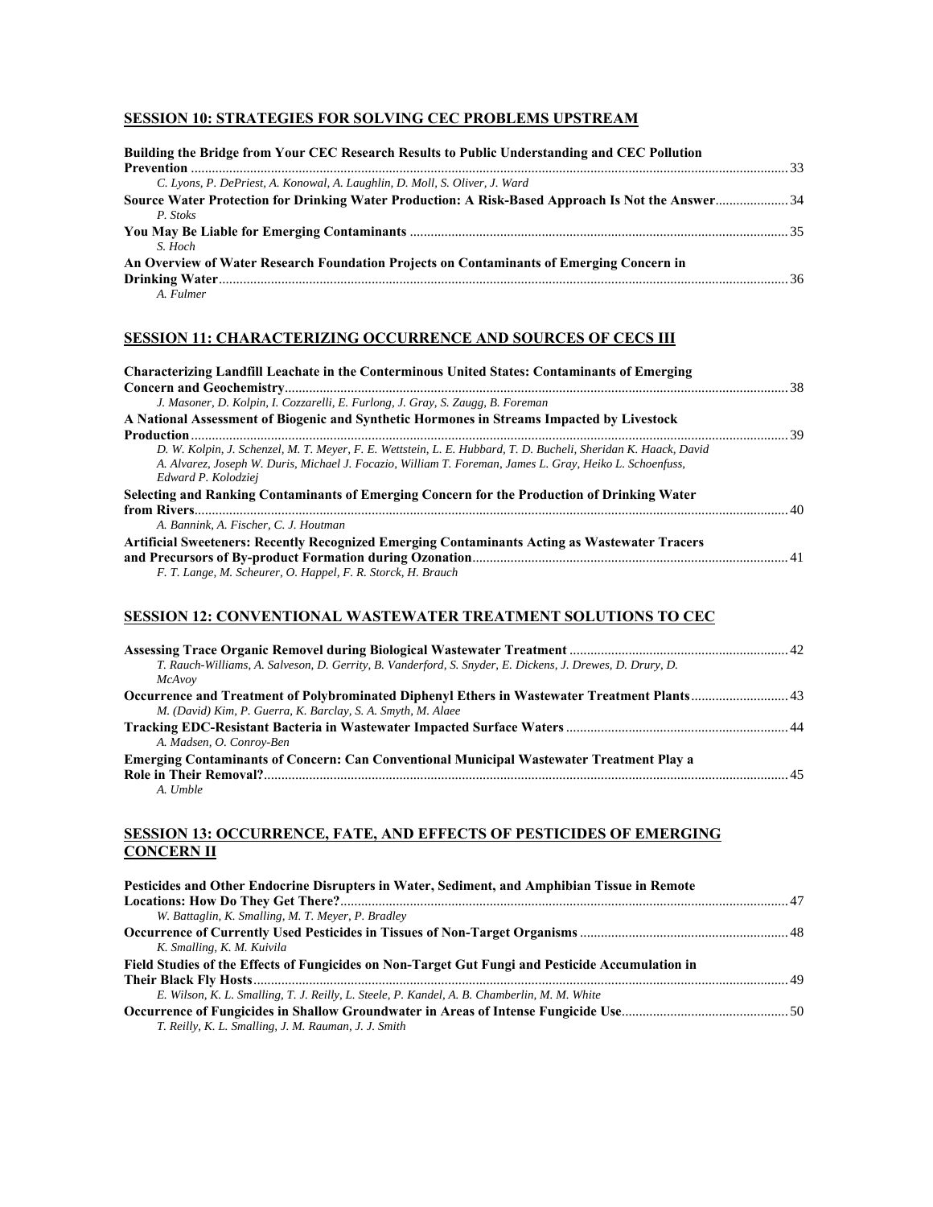## SESSION 10: STRATEGIES FOR SOLVING CEC PROBLEMS UPSTREAM

**Building the Bridge from Your CEC Research Results to Public Understanding and CEC Pollution Prevention** ........................................................................................................................................................33
*C. Lyons, P. DePriest, A. Konowal, A. Laughlin, D. Moll, S. Oliver, J. Ward*

**Source Water Protection for Drinking Water Production: A Risk-Based Approach Is Not the Answer**......................34
*P. Stoks*

**You May Be Liable for Emerging Contaminants** ...........................................................................................................35
*S. Hoch*

**An Overview of Water Research Foundation Projects on Contaminants of Emerging Concern in Drinking Water**.................................................................................................................................................................36
*A. Fulmer*

## SESSION 11: CHARACTERIZING OCCURRENCE AND SOURCES OF CECS III

**Characterizing Landfill Leachate in the Conterminous United States: Contaminants of Emerging Concern and Geochemistry**...............................................................................................................................................38
*J. Masoner, D. Kolpin, I. Cozzarelli, E. Furlong, J. Gray, S. Zaugg, B. Foreman*

**A National Assessment of Biogenic and Synthetic Hormones in Streams Impacted by Livestock Production**.........................................................................................................................................................................39
*D. W. Kolpin, J. Schenzel, M. T. Meyer, F. E. Wettstein, L. E. Hubbard, T. D. Bucheli, Sheridan K. Haack, David A. Alvarez, Joseph W. Duris, Michael J. Focazio, William T. Foreman, James L. Gray, Heiko L. Schoenfuss, Edward P. Kolodziej*

**Selecting and Ranking Contaminants of Emerging Concern for the Production of Drinking Water from Rivers**........................................................................................................................................................................40
*A. Bannink, A. Fischer, C. J. Houtman*

**Artificial Sweeteners: Recently Recognized Emerging Contaminants Acting as Wastewater Tracers and Precursors of By-product Formation during Ozonation**.........................................................................................41
*F. T. Lange, M. Scheurer, O. Happel, F. R. Storck, H. Brauch*

## SESSION 12: CONVENTIONAL WASTEWATER TREATMENT SOLUTIONS TO CEC

**Assessing Trace Organic Removel during Biological Wastewater Treatment** ..............................................................42
*T. Rauch-Williams, A. Salveson, D. Gerrity, B. Vanderford, S. Snyder, E. Dickens, J. Drewes, D. Drury, D. McAvoy*

**Occurrence and Treatment of Polybrominated Diphenyl Ethers in Wastewater Treatment Plants**...........................43
*M. (David) Kim, P. Guerra, K. Barclay, S. A. Smyth, M. Alaee*

**Tracking EDC-Resistant Bacteria in Wastewater Impacted Surface Waters** ...............................................................44
*A. Madsen, O. Conroy-Ben*

**Emerging Contaminants of Concern: Can Conventional Municipal Wastewater Treatment Play a Role in Their Removal?**.....................................................................................................................................................45
*A. Umble*

## SESSION 13: OCCURRENCE, FATE, AND EFFECTS OF PESTICIDES OF EMERGING CONCERN II

**Pesticides and Other Endocrine Disrupters in Water, Sediment, and Amphibian Tissue in Remote Locations: How Do They Get There?**...............................................................................................................................47
*W. Battaglin, K. Smalling, M. T. Meyer, P. Bradley*

**Occurrence of Currently Used Pesticides in Tissues of Non-Target Organisms** ...........................................................48
*K. Smalling, K. M. Kuivila*

**Field Studies of the Effects of Fungicides on Non-Target Gut Fungi and Pesticide Accumulation in Their Black Fly Hosts**.......................................................................................................................................................49
*E. Wilson, K. L. Smalling, T. J. Reilly, L. Steele, P. Kandel, A. B. Chamberlin, M. M. White*

**Occurrence of Fungicides in Shallow Groundwater in Areas of Intense Fungicide Use**...............................................50
*T. Reilly, K. L. Smalling, J. M. Rauman, J. J. Smith*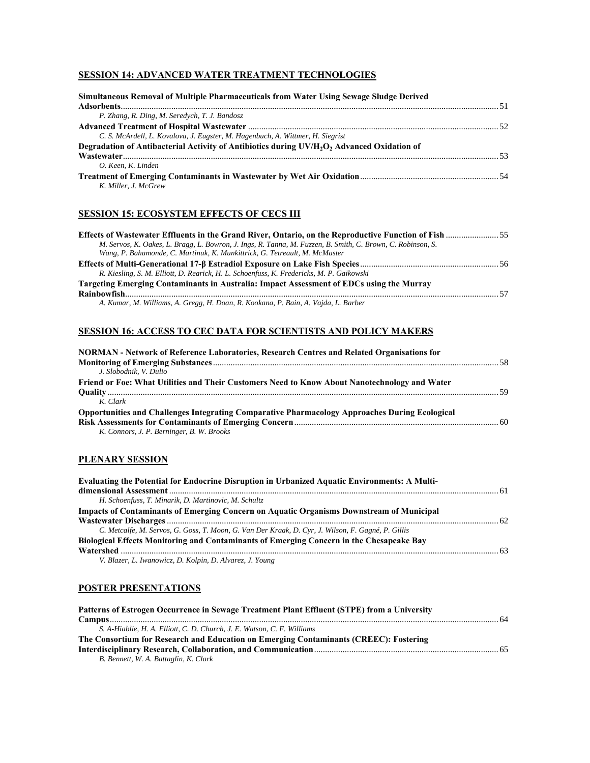## SESSION 14: ADVANCED WATER TREATMENT TECHNOLOGIES

**Simultaneous Removal of Multiple Pharmaceuticals from Water Using Sewage Sludge Derived Adsorbents** ........ 51
*P. Zhang, R. Ding, M. Seredych, T. J. Bandosz*

**Advanced Treatment of Hospital Wastewater** ........ 52
*C. S. McArdell, L. Kovalova, J. Eugster, M. Hagenbuch, A. Wittmer, H. Siegrist*

**Degradation of Antibacterial Activity of Antibiotics during UV/$H_2O_2$ Advanced Oxidation of Wastewater** ........ 53
*O. Keen, K. Linden*

**Treatment of Emerging Contaminants in Wastewater by Wet Air Oxidation** ........ 54
*K. Miller, J. McGrew*

## SESSION 15: ECOSYSTEM EFFECTS OF CECS III

**Effects of Wastewater Effluents in the Grand River, Ontario, on the Reproductive Function of Fish** ........ 55
*M. Servos, K. Oakes, L. Bragg, L. Bowron, J. Ings, R. Tanna, M. Fuzzen, B. Smith, C. Brown, C. Robinson, S. Wang, P. Bahamonde, C. Martinuk, K. Munkittrick, G. Tetreault, M. McMaster*

**Effects of Multi-Generational 17-β Estradiol Exposure on Lake Fish Species** ........ 56
*R. Kiesling, S. M. Elliott, D. Rearick, H. L. Schoenfuss, K. Fredericks, M. P. Gaikowski*

**Targeting Emerging Contaminants in Australia: Impact Assessment of EDCs using the Murray Rainbowfish** ........ 57
*A. Kumar, M. Williams, A. Gregg, H. Doan, R. Kookana, P. Bain, A. Vajda, L. Barber*

## SESSION 16: ACCESS TO CEC DATA FOR SCIENTISTS AND POLICY MAKERS

**NORMAN - Network of Reference Laboratories, Research Centres and Related Organisations for Monitoring of Emerging Substances** ........ 58
*J. Slobodnik, V. Dulio*

**Friend or Foe: What Utilities and Their Customers Need to Know About Nanotechnology and Water Quality** ........ 59
*K. Clark*

**Opportunities and Challenges Integrating Comparative Pharmacology Approaches During Ecological Risk Assessments for Contaminants of Emerging Concern** ........ 60
*K. Connors, J. P. Berninger, B. W. Brooks*

## PLENARY SESSION

**Evaluating the Potential for Endocrine Disruption in Urbanized Aquatic Environments: A Multi-dimensional Assessment** ........ 61
*H. Schoenfuss, T. Minarik, D. Martinovic, M. Schultz*

**Impacts of Contaminants of Emerging Concern on Aquatic Organisms Downstream of Municipal Wastewater Discharges** ........ 62
*C. Metcalfe, M. Servos, G. Goss, T. Moon, G. Van Der Kraak, D. Cyr, J. Wilson, F. Gagné, P. Gillis*

**Biological Effects Monitoring and Contaminants of Emerging Concern in the Chesapeake Bay Watershed** ........ 63
*V. Blazer, L. Iwanowicz, D. Kolpin, D. Alvarez, J. Young*

## POSTER PRESENTATIONS

**Patterns of Estrogen Occurrence in Sewage Treatment Plant Effluent (STPE) from a University Campus** ........ 64
*S. A-Hiablie, H. A. Elliott, C. D. Church, J. E. Watson, C. F. Williams*

**The Consortium for Research and Education on Emerging Contaminants (CREEC): Fostering Interdisciplinary Research, Collaboration, and Communication** ........ 65
*B. Bennett, W. A. Battaglin, K. Clark*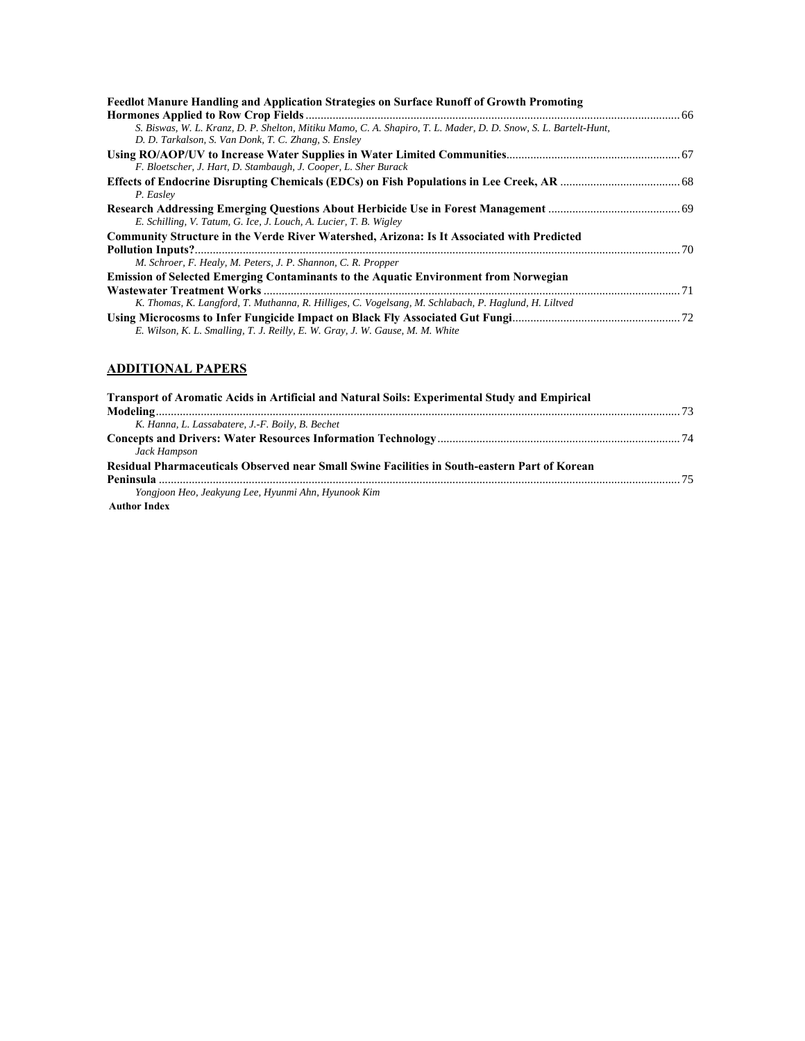**Feedlot Manure Handling and Application Strategies on Surface Runoff of Growth Promoting Hormones Applied to Row Crop Fields** ... 66
*S. Biswas, W. L. Kranz, D. P. Shelton, Mitiku Mamo, C. A. Shapiro, T. L. Mader, D. D. Snow, S. L. Bartelt-Hunt, D. D. Tarkalson, S. Van Donk, T. C. Zhang, S. Ensley*

**Using RO/AOP/UV to Increase Water Supplies in Water Limited Communities** ... 67
*F. Bloetscher, J. Hart, D. Stambaugh, J. Cooper, L. Sher Burack*

**Effects of Endocrine Disrupting Chemicals (EDCs) on Fish Populations in Lee Creek, AR** ... 68
*P. Easley*

**Research Addressing Emerging Questions About Herbicide Use in Forest Management** ... 69
*E. Schilling, V. Tatum, G. Ice, J. Louch, A. Lucier, T. B. Wigley*

**Community Structure in the Verde River Watershed, Arizona: Is It Associated with Predicted Pollution Inputs?** ... 70
*M. Schroer, F. Healy, M. Peters, J. P. Shannon, C. R. Propper*

**Emission of Selected Emerging Contaminants to the Aquatic Environment from Norwegian Wastewater Treatment Works** ... 71
*K. Thomas, K. Langford, T. Muthanna, R. Hilliges, C. Vogelsang, M. Schlabach, P. Haglund, H. Liltved*

**Using Microcosms to Infer Fungicide Impact on Black Fly Associated Gut Fungi** ... 72
*E. Wilson, K. L. Smalling, T. J. Reilly, E. W. Gray, J. W. Gause, M. M. White*

## ADDITIONAL PAPERS

**Transport of Aromatic Acids in Artificial and Natural Soils: Experimental Study and Empirical Modeling** ... 73
*K. Hanna, L. Lassabatere, J.-F. Boily, B. Bechet*

**Concepts and Drivers: Water Resources Information Technology** ... 74
*Jack Hampson*

**Residual Pharmaceuticals Observed near Small Swine Facilities in South-eastern Part of Korean Peninsula** ... 75
*Yongjoon Heo, Jeakyung Lee, Hyunmi Ahn, Hyunook Kim*

**Author Index**